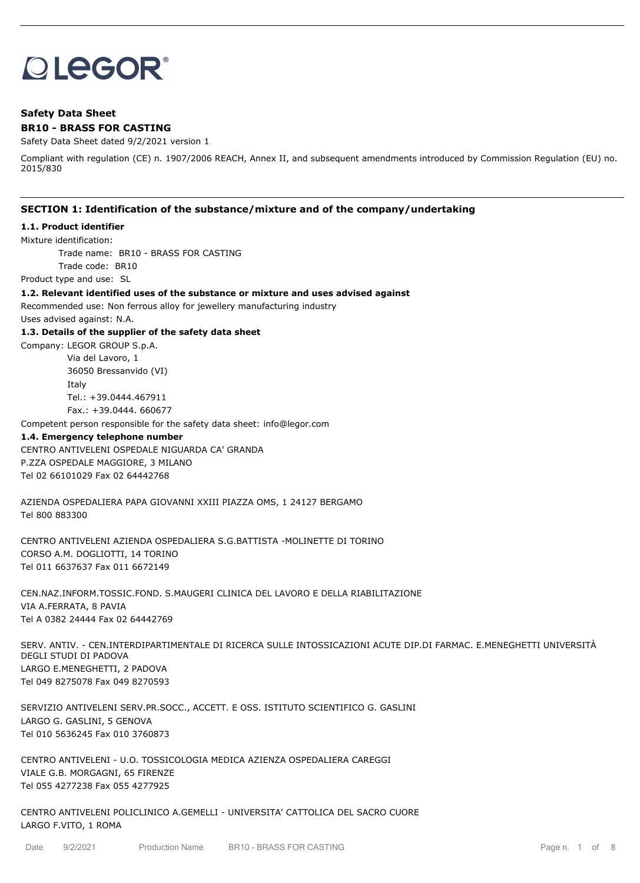LEGOR®

**Safety Data Sheet**

**BR10 - BRASS FOR CASTING**

Safety Data Sheet dated 9/2/2021 version 1

Compliant with regulation (CE) n. 1907/2006 REACH, Annex II, and subsequent amendments introduced by Commission Regulation (EU) no. 2015/830

## SECTION 1: Identification of the substance/mixture and of the company/undertaking

### 1.1. Product identifier

Mixture identification:

Trade name: BR10 - BRASS FOR CASTING

Trade code: BR10

Product type and use: SL

### 1.2. Relevant identified uses of the substance or mixture and uses advised against

Recommended use: Non ferrous alloy for jewellery manufacturing industry

Uses advised against: N.A.

### 1.3. Details of the supplier of the safety data sheet

Company: LEGOR GROUP S.p.A.
Via del Lavoro, 1
36050 Bressanvido (VI)
Italy
Tel.: +39.0444.467911
Fax.: +39.0444. 660677

Competent person responsible for the safety data sheet: info@legor.com

### 1.4. Emergency telephone number

CENTRO ANTIVELENI OSPEDALE NIGUARDA CA' GRANDA
P.ZZA OSPEDALE MAGGIORE, 3 MILANO
Tel 02 66101029 Fax 02 64442768

AZIENDA OSPEDALIERA PAPA GIOVANNI XXIII PIAZZA OMS, 1 24127 BERGAMO
Tel 800 883300

CENTRO ANTIVELENI AZIENDA OSPEDALIERA S.G.BATTISTA -MOLINETTE DI TORINO
CORSO A.M. DOGLIOTTI, 14 TORINO
Tel 011 6637637 Fax 011 6672149

CEN.NAZ.INFORM.TOSSIC.FOND. S.MAUGERI CLINICA DEL LAVORO E DELLA RIABILITAZIONE
VIA A.FERRATA, 8 PAVIA
Tel A 0382 24444 Fax 02 64442769

SERV. ANTIV. - CEN.INTERDIPARTIMENTALE DI RICERCA SULLE INTOSSICAZIONI ACUTE DIP.DI FARMAC. E.MENEGHETTI UNIVERSITÀ DEGLI STUDI DI PADOVA
LARGO E.MENEGHETTI, 2 PADOVA
Tel 049 8275078 Fax 049 8270593

SERVIZIO ANTIVELENI SERV.PR.SOCC., ACCETT. E OSS. ISTITUTO SCIENTIFICO G. GASLINI
LARGO G. GASLINI, 5 GENOVA
Tel 010 5636245 Fax 010 3760873

CENTRO ANTIVELENI - U.O. TOSSICOLOGIA MEDICA AZIENZA OSPEDALIERA CAREGGI
VIALE G.B. MORGAGNI, 65 FIRENZE
Tel 055 4277238 Fax 055 4277925

CENTRO ANTIVELENI POLICLINICO A.GEMELLI - UNIVERSITA' CATTOLICA DEL SACRO CUORE
LARGO F.VITO, 1 ROMA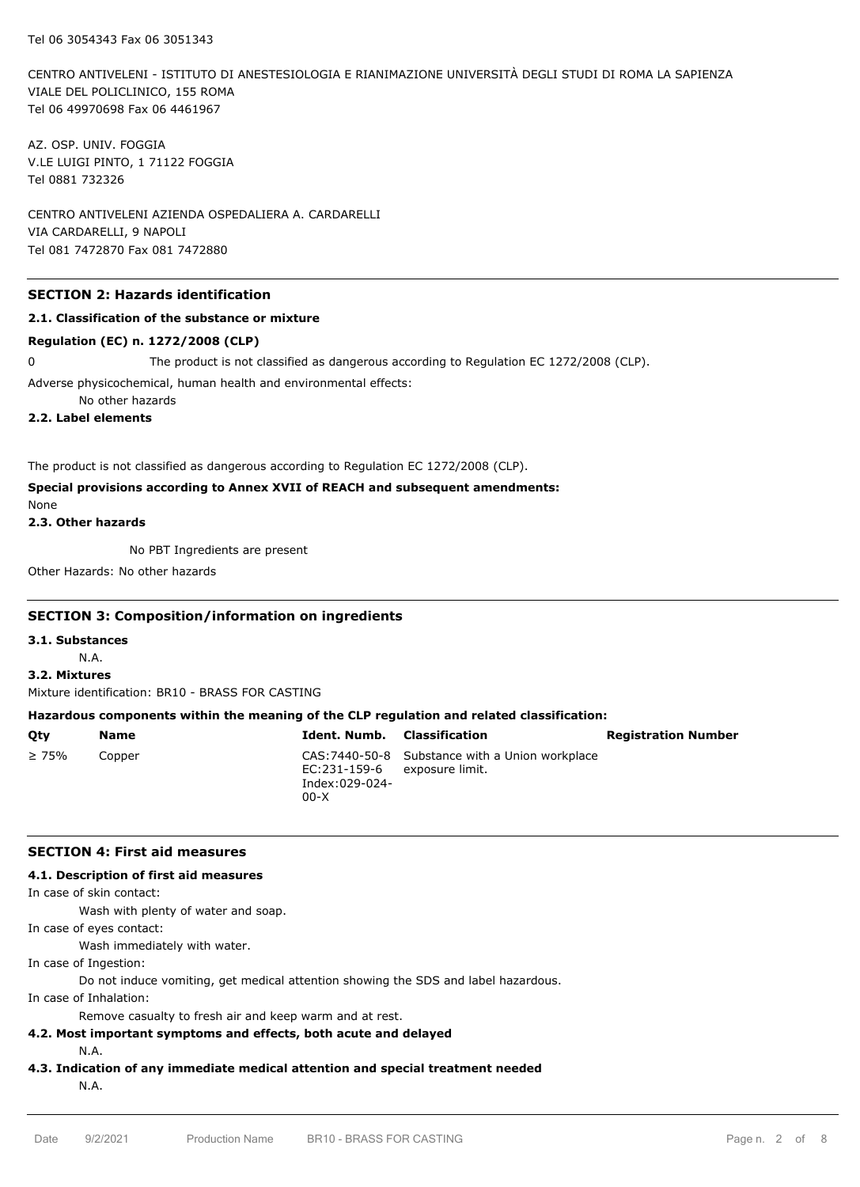Tel 06 3054343 Fax 06 3051343

CENTRO ANTIVELENI - ISTITUTO DI ANESTESIOLOGIA E RIANIMAZIONE UNIVERSITÀ DEGLI STUDI DI ROMA LA SAPIENZA
VIALE DEL POLICLINICO, 155 ROMA
Tel 06 49970698 Fax 06 4461967

AZ. OSP. UNIV. FOGGIA
V.LE LUIGI PINTO, 1 71122 FOGGIA
Tel 0881 732326

CENTRO ANTIVELENI AZIENDA OSPEDALIERA A. CARDARELLI
VIA CARDARELLI, 9 NAPOLI
Tel 081 7472870 Fax 081 7472880

## SECTION 2: Hazards identification

### 2.1. Classification of the substance or mixture

**Regulation (EC) n. 1272/2008 (CLP)**

0 The product is not classified as dangerous according to Regulation EC 1272/2008 (CLP).

Adverse physicochemical, human health and environmental effects:

No other hazards

### 2.2. Label elements

The product is not classified as dangerous according to Regulation EC 1272/2008 (CLP).

**Special provisions according to Annex XVII of REACH and subsequent amendments:**

None

### 2.3. Other hazards

No PBT Ingredients are present

Other Hazards: No other hazards

## SECTION 3: Composition/information on ingredients

### 3.1. Substances

N.A.

### 3.2. Mixtures

Mixture identification: BR10 - BRASS FOR CASTING

**Hazardous components within the meaning of the CLP regulation and related classification:**

| Qty | Name | Ident. Numb. | Classification | Registration Number |
|---|---|---|---|---|
| ≥ 75% | Copper | CAS:7440-50-8 EC:231-159-6 Index:029-024-00-X | Substance with a Union workplace exposure limit. | |

## SECTION 4: First aid measures

### 4.1. Description of first aid measures

In case of skin contact:

Wash with plenty of water and soap.

In case of eyes contact:

Wash immediately with water.

In case of Ingestion:

Do not induce vomiting, get medical attention showing the SDS and label hazardous.

In case of Inhalation:

Remove casualty to fresh air and keep warm and at rest.

### 4.2. Most important symptoms and effects, both acute and delayed

N.A.

### 4.3. Indication of any immediate medical attention and special treatment needed

N.A.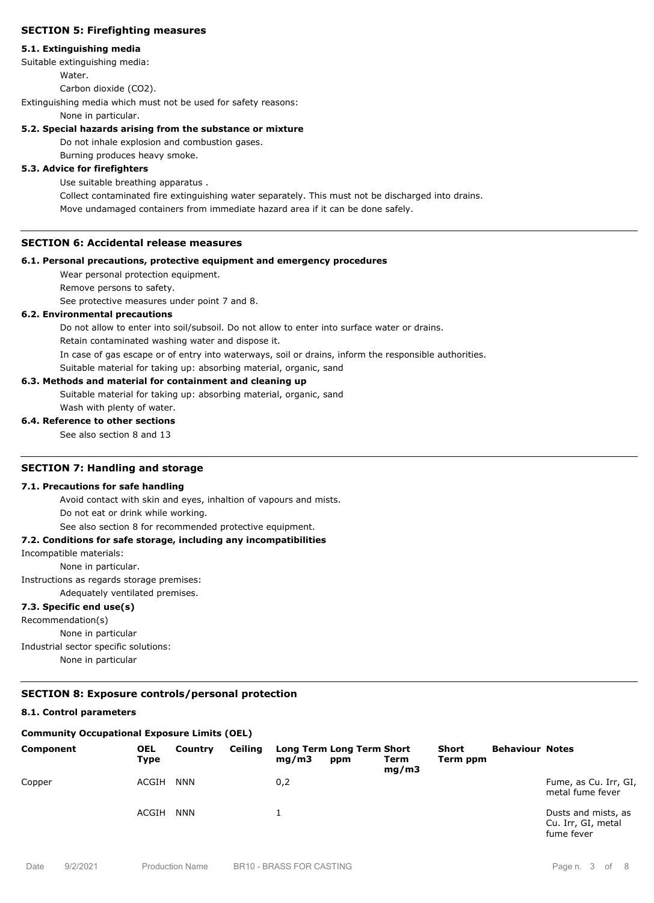## SECTION 5: Firefighting measures

### 5.1. Extinguishing media

Suitable extinguishing media:

Water.

Carbon dioxide ($CO_2$).

Extinguishing media which must not be used for safety reasons:

None in particular.

### 5.2. Special hazards arising from the substance or mixture

Do not inhale explosion and combustion gases.

Burning produces heavy smoke.

### 5.3. Advice for firefighters

Use suitable breathing apparatus .

Collect contaminated fire extinguishing water separately. This must not be discharged into drains.

Move undamaged containers from immediate hazard area if it can be done safely.

## SECTION 6: Accidental release measures

### 6.1. Personal precautions, protective equipment and emergency procedures

Wear personal protection equipment.

Remove persons to safety.

See protective measures under point 7 and 8.

### 6.2. Environmental precautions

Do not allow to enter into soil/subsoil. Do not allow to enter into surface water or drains.

Retain contaminated washing water and dispose it.

In case of gas escape or of entry into waterways, soil or drains, inform the responsible authorities.

Suitable material for taking up: absorbing material, organic, sand

### 6.3. Methods and material for containment and cleaning up

Suitable material for taking up: absorbing material, organic, sand

Wash with plenty of water.

### 6.4. Reference to other sections

See also section 8 and 13

## SECTION 7: Handling and storage

### 7.1. Precautions for safe handling

Avoid contact with skin and eyes, inhaltion of vapours and mists.

Do not eat or drink while working.

See also section 8 for recommended protective equipment.

### 7.2. Conditions for safe storage, including any incompatibilities

Incompatible materials:

None in particular.

Instructions as regards storage premises:

Adequately ventilated premises.

### 7.3. Specific end use(s)

Recommendation(s)

None in particular

Industrial sector specific solutions:

None in particular

## SECTION 8: Exposure controls/personal protection

### 8.1. Control parameters

**Community Occupational Exposure Limits (OEL)**

| Component | OEL Type | Country | Ceiling | Long Term mg/m3 | Long Term ppm | Short Term mg/m3 | Short Term ppm | Behaviour | Notes |
|---|---|---|---|---|---|---|---|---|---|
| Copper | ACGIH | NNN | | 0,2 | | | | | Fume, as Cu. Irr, GI, metal fume fever |
| | ACGIH | NNN | | 1 | | | | | Dusts and mists, as Cu. Irr, GI, metal fume fever |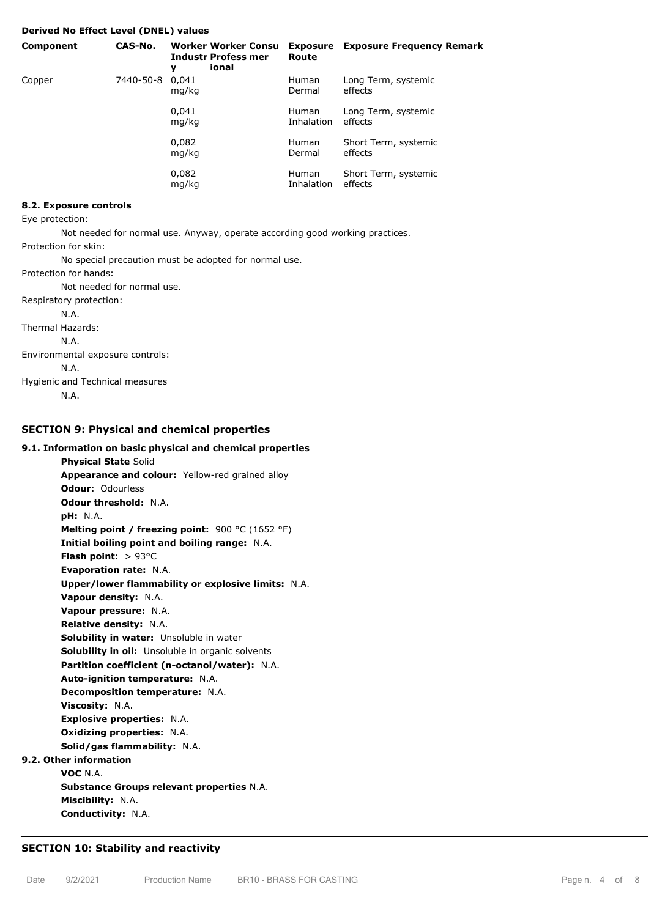**Derived No Effect Level (DNEL) values**

| Component | CAS-No. | Worker Industry | Worker Professional | Consumer | Exposure Route | Exposure Frequency | Remark |
|---|---|---|---|---|---|---|---|
| Copper | 7440-50-8 | 0,041 mg/kg | | | Human Dermal | Long Term, systemic effects | |
| | | 0,041 mg/kg | | | Human Inhalation | Long Term, systemic effects | |
| | | 0,082 mg/kg | | | Human Dermal | Short Term, systemic effects | |
| | | 0,082 mg/kg | | | Human Inhalation | Short Term, systemic effects | |

**8.2. Exposure controls**

Eye protection:

Not needed for normal use. Anyway, operate according good working practices.

Protection for skin:

No special precaution must be adopted for normal use.

Protection for hands:

Not needed for normal use.

Respiratory protection:

N.A.

Thermal Hazards:

N.A.

Environmental exposure controls:

N.A.

Hygienic and Technical measures

N.A.

## SECTION 9: Physical and chemical properties

**9.1. Information on basic physical and chemical properties**

**Physical State** Solid
**Appearance and colour:** Yellow-red grained alloy
**Odour:** Odourless
**Odour threshold:** N.A.
**pH:** N.A.
**Melting point / freezing point:** 900 °C (1652 °F)
**Initial boiling point and boiling range:** N.A.
**Flash point:** > 93°C
**Evaporation rate:** N.A.
**Upper/lower flammability or explosive limits:** N.A.
**Vapour density:** N.A.
**Vapour pressure:** N.A.
**Relative density:** N.A.
**Solubility in water:** Unsoluble in water
**Solubility in oil:** Unsoluble in organic solvents
**Partition coefficient (n-octanol/water):** N.A.
**Auto-ignition temperature:** N.A.
**Decomposition temperature:** N.A.
**Viscosity:** N.A.
**Explosive properties:** N.A.
**Oxidizing properties:** N.A.
**Solid/gas flammability:** N.A.

**9.2. Other information**

**VOC** N.A.
**Substance Groups relevant properties** N.A.
**Miscibility:** N.A.
**Conductivity:** N.A.

## SECTION 10: Stability and reactivity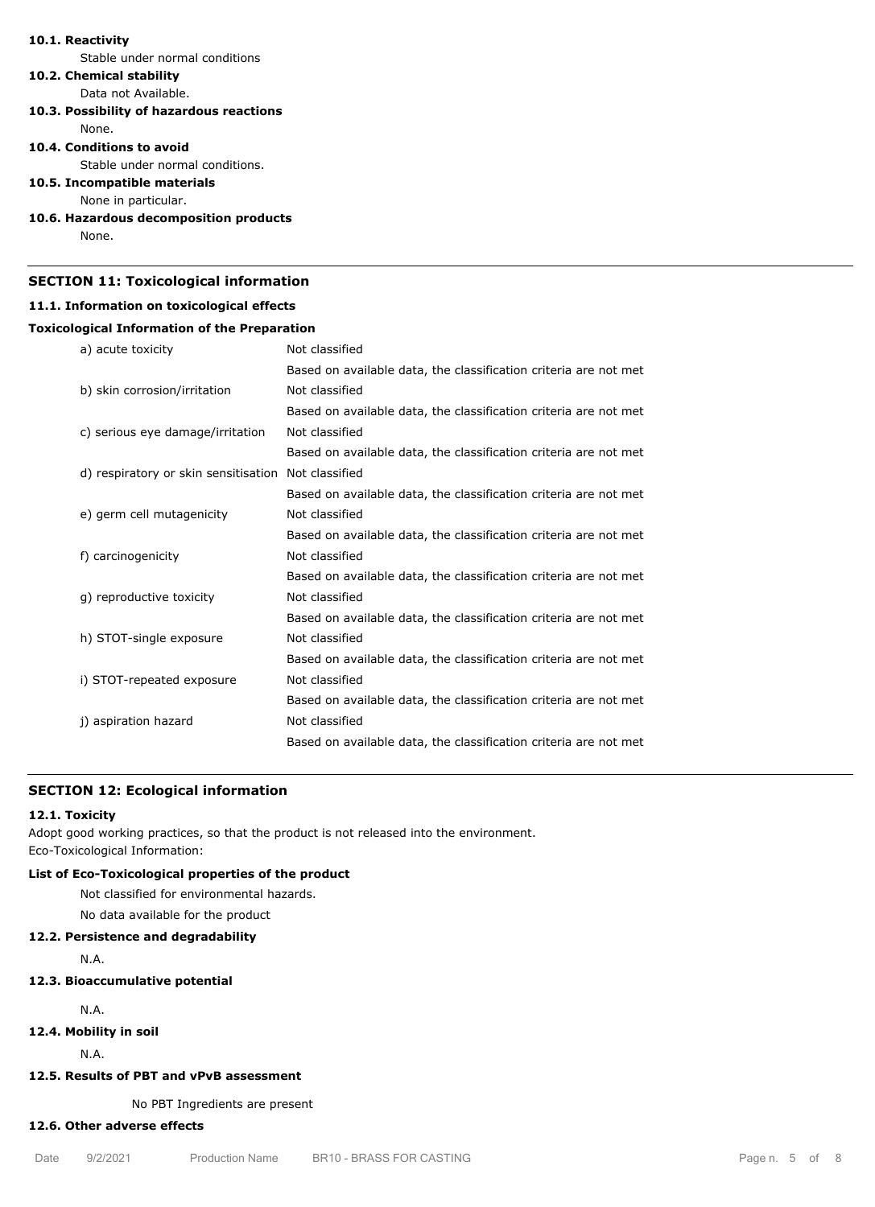**10.1. Reactivity**

Stable under normal conditions

**10.2. Chemical stability**

Data not Available.

**10.3. Possibility of hazardous reactions**

None.

**10.4. Conditions to avoid**

Stable under normal conditions.

**10.5. Incompatible materials**

None in particular.

**10.6. Hazardous decomposition products**

None.

## SECTION 11: Toxicological information

**11.1. Information on toxicological effects**

**Toxicological Information of the Preparation**

| | |
|---|---|
| a) acute toxicity | Not classified<br>Based on available data, the classification criteria are not met |
| b) skin corrosion/irritation | Not classified<br>Based on available data, the classification criteria are not met |
| c) serious eye damage/irritation | Not classified<br>Based on available data, the classification criteria are not met |
| d) respiratory or skin sensitisation | Not classified<br>Based on available data, the classification criteria are not met |
| e) germ cell mutagenicity | Not classified<br>Based on available data, the classification criteria are not met |
| f) carcinogenicity | Not classified<br>Based on available data, the classification criteria are not met |
| g) reproductive toxicity | Not classified<br>Based on available data, the classification criteria are not met |
| h) STOT-single exposure | Not classified<br>Based on available data, the classification criteria are not met |
| i) STOT-repeated exposure | Not classified<br>Based on available data, the classification criteria are not met |
| j) aspiration hazard | Not classified<br>Based on available data, the classification criteria are not met |

## SECTION 12: Ecological information

**12.1. Toxicity**

Adopt good working practices, so that the product is not released into the environment.
Eco-Toxicological Information:

**List of Eco-Toxicological properties of the product**

Not classified for environmental hazards.

No data available for the product

**12.2. Persistence and degradability**

N.A.

**12.3. Bioaccumulative potential**

N.A.

**12.4. Mobility in soil**

N.A.

**12.5. Results of PBT and vPvB assessment**

No PBT Ingredients are present

**12.6. Other adverse effects**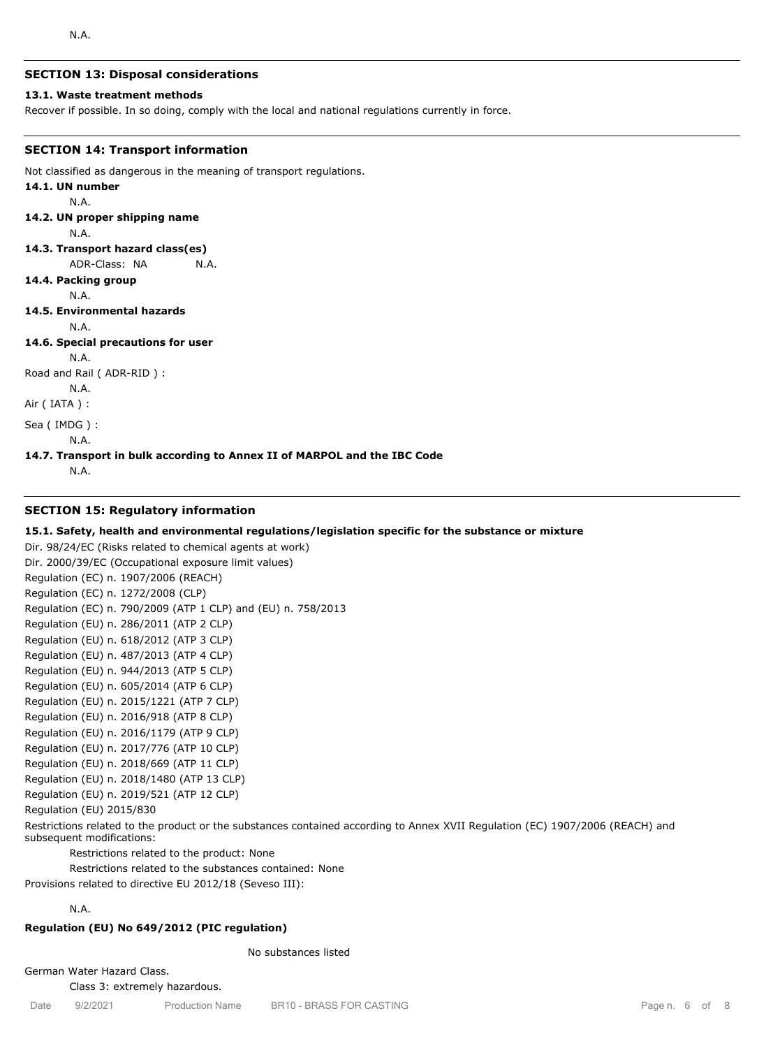N.A.

## SECTION 13: Disposal considerations

### 13.1. Waste treatment methods

Recover if possible. In so doing, comply with the local and national regulations currently in force.

## SECTION 14: Transport information

Not classified as dangerous in the meaning of transport regulations.

**14.1. UN number**

N.A.

**14.2. UN proper shipping name**

N.A.

**14.3. Transport hazard class(es)**

ADR-Class: NA N.A.

**14.4. Packing group**

N.A.

**14.5. Environmental hazards**

N.A.

**14.6. Special precautions for user**

N.A.

Road and Rail ( ADR-RID ) :

N.A.

Air ( IATA ) :

Sea ( IMDG ) :

N.A.

**14.7. Transport in bulk according to Annex II of MARPOL and the IBC Code**

N.A.

## SECTION 15: Regulatory information

### 15.1. Safety, health and environmental regulations/legislation specific for the substance or mixture

Dir. 98/24/EC (Risks related to chemical agents at work)
Dir. 2000/39/EC (Occupational exposure limit values)
Regulation (EC) n. 1907/2006 (REACH)
Regulation (EC) n. 1272/2008 (CLP)
Regulation (EC) n. 790/2009 (ATP 1 CLP) and (EU) n. 758/2013
Regulation (EU) n. 286/2011 (ATP 2 CLP)
Regulation (EU) n. 618/2012 (ATP 3 CLP)
Regulation (EU) n. 487/2013 (ATP 4 CLP)
Regulation (EU) n. 944/2013 (ATP 5 CLP)
Regulation (EU) n. 605/2014 (ATP 6 CLP)
Regulation (EU) n. 2015/1221 (ATP 7 CLP)
Regulation (EU) n. 2016/918 (ATP 8 CLP)
Regulation (EU) n. 2016/1179 (ATP 9 CLP)
Regulation (EU) n. 2017/776 (ATP 10 CLP)
Regulation (EU) n. 2018/669 (ATP 11 CLP)
Regulation (EU) n. 2018/1480 (ATP 13 CLP)
Regulation (EU) n. 2019/521 (ATP 12 CLP)
Regulation (EU) 2015/830

Restrictions related to the product or the substances contained according to Annex XVII Regulation (EC) 1907/2006 (REACH) and subsequent modifications:

Restrictions related to the product: None

Restrictions related to the substances contained: None

Provisions related to directive EU 2012/18 (Seveso III):

N.A.

**Regulation (EU) No 649/2012 (PIC regulation)**

No substances listed

German Water Hazard Class.

Class 3: extremely hazardous.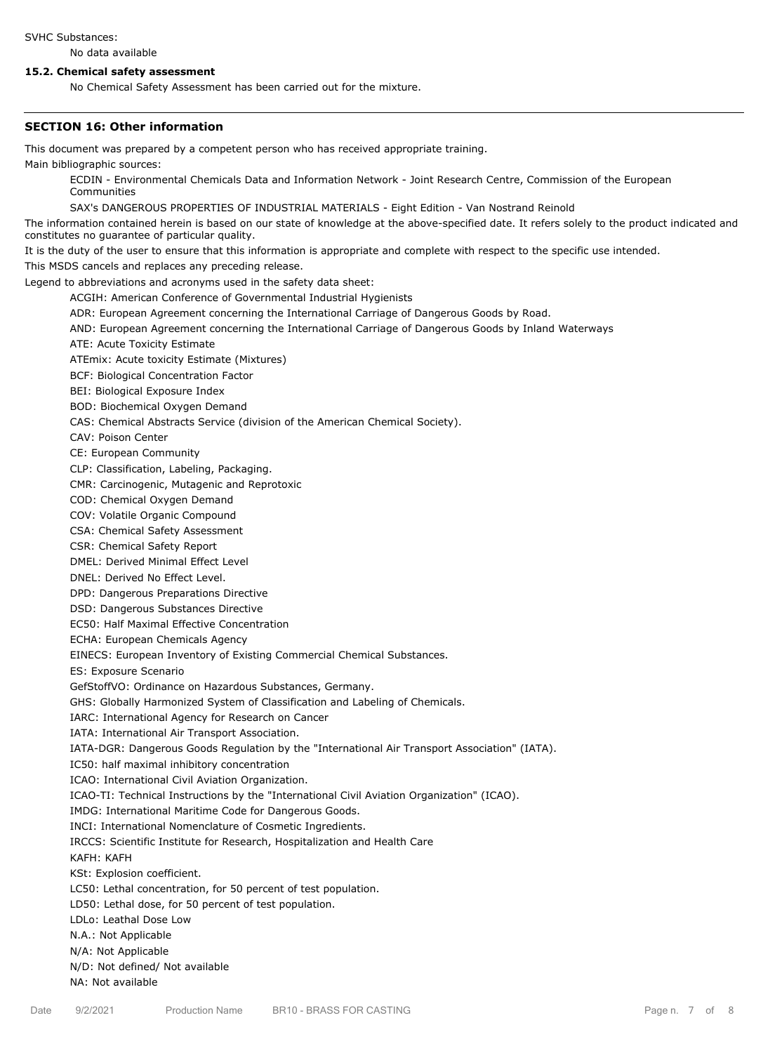SVHC Substances:

No data available

**15.2. Chemical safety assessment**

No Chemical Safety Assessment has been carried out for the mixture.

## SECTION 16: Other information

This document was prepared by a competent person who has received appropriate training.

Main bibliographic sources:

ECDIN - Environmental Chemicals Data and Information Network - Joint Research Centre, Commission of the European Communities

SAX's DANGEROUS PROPERTIES OF INDUSTRIAL MATERIALS - Eight Edition - Van Nostrand Reinold

The information contained herein is based on our state of knowledge at the above-specified date. It refers solely to the product indicated and constitutes no guarantee of particular quality.

It is the duty of the user to ensure that this information is appropriate and complete with respect to the specific use intended.

This MSDS cancels and replaces any preceding release.

Legend to abbreviations and acronyms used in the safety data sheet:

ACGIH: American Conference of Governmental Industrial Hygienists
ADR: European Agreement concerning the International Carriage of Dangerous Goods by Road.
AND: European Agreement concerning the International Carriage of Dangerous Goods by Inland Waterways
ATE: Acute Toxicity Estimate
ATEmix: Acute toxicity Estimate (Mixtures)
BCF: Biological Concentration Factor
BEI: Biological Exposure Index
BOD: Biochemical Oxygen Demand
CAS: Chemical Abstracts Service (division of the American Chemical Society).
CAV: Poison Center
CE: European Community
CLP: Classification, Labeling, Packaging.
CMR: Carcinogenic, Mutagenic and Reprotoxic
COD: Chemical Oxygen Demand
COV: Volatile Organic Compound
CSA: Chemical Safety Assessment
CSR: Chemical Safety Report
DMEL: Derived Minimal Effect Level
DNEL: Derived No Effect Level.
DPD: Dangerous Preparations Directive
DSD: Dangerous Substances Directive
EC50: Half Maximal Effective Concentration
ECHA: European Chemicals Agency
EINECS: European Inventory of Existing Commercial Chemical Substances.
ES: Exposure Scenario
GefStoffVO: Ordinance on Hazardous Substances, Germany.
GHS: Globally Harmonized System of Classification and Labeling of Chemicals.
IARC: International Agency for Research on Cancer
IATA: International Air Transport Association.
IATA-DGR: Dangerous Goods Regulation by the "International Air Transport Association" (IATA).
IC50: half maximal inhibitory concentration
ICAO: International Civil Aviation Organization.
ICAO-TI: Technical Instructions by the "International Civil Aviation Organization" (ICAO).
IMDG: International Maritime Code for Dangerous Goods.
INCI: International Nomenclature of Cosmetic Ingredients.
IRCCS: Scientific Institute for Research, Hospitalization and Health Care
KAFH: KAFH
KSt: Explosion coefficient.
LC50: Lethal concentration, for 50 percent of test population.
LD50: Lethal dose, for 50 percent of test population.
LDLo: Leathal Dose Low
N.A.: Not Applicable
N/A: Not Applicable
N/D: Not defined/ Not available
NA: Not available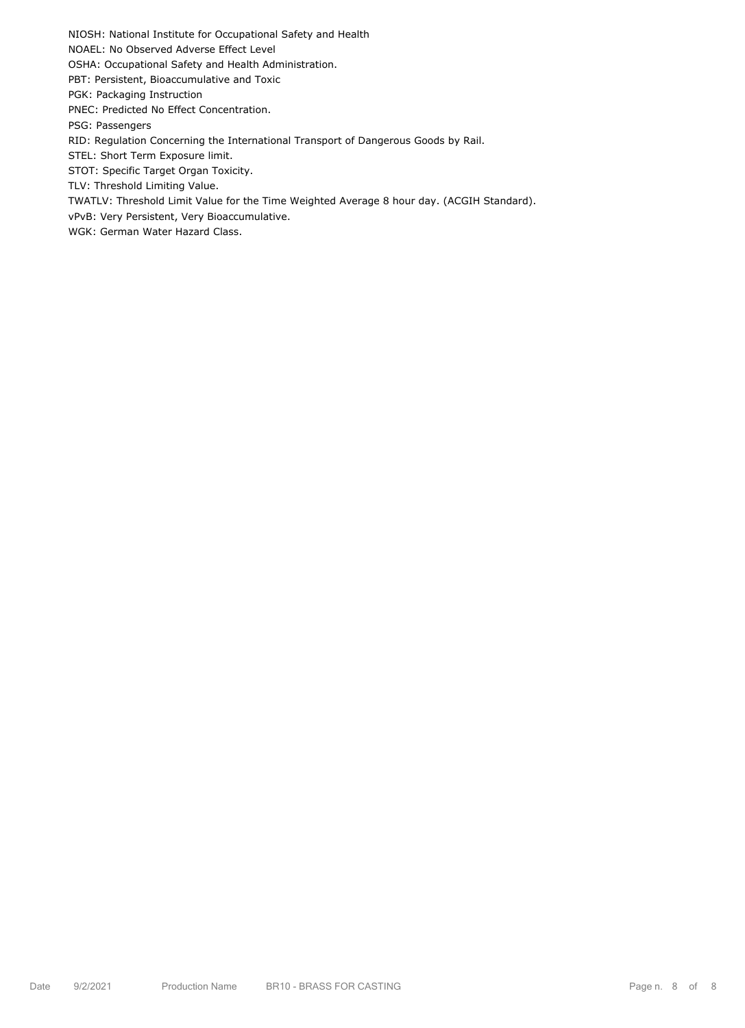NIOSH: National Institute for Occupational Safety and Health

NOAEL: No Observed Adverse Effect Level

OSHA: Occupational Safety and Health Administration.

PBT: Persistent, Bioaccumulative and Toxic

PGK: Packaging Instruction

PNEC: Predicted No Effect Concentration.

PSG: Passengers

RID: Regulation Concerning the International Transport of Dangerous Goods by Rail.

STEL: Short Term Exposure limit.

STOT: Specific Target Organ Toxicity.

TLV: Threshold Limiting Value.

TWATLV: Threshold Limit Value for the Time Weighted Average 8 hour day. (ACGIH Standard).

vPvB: Very Persistent, Very Bioaccumulative.

WGK: German Water Hazard Class.